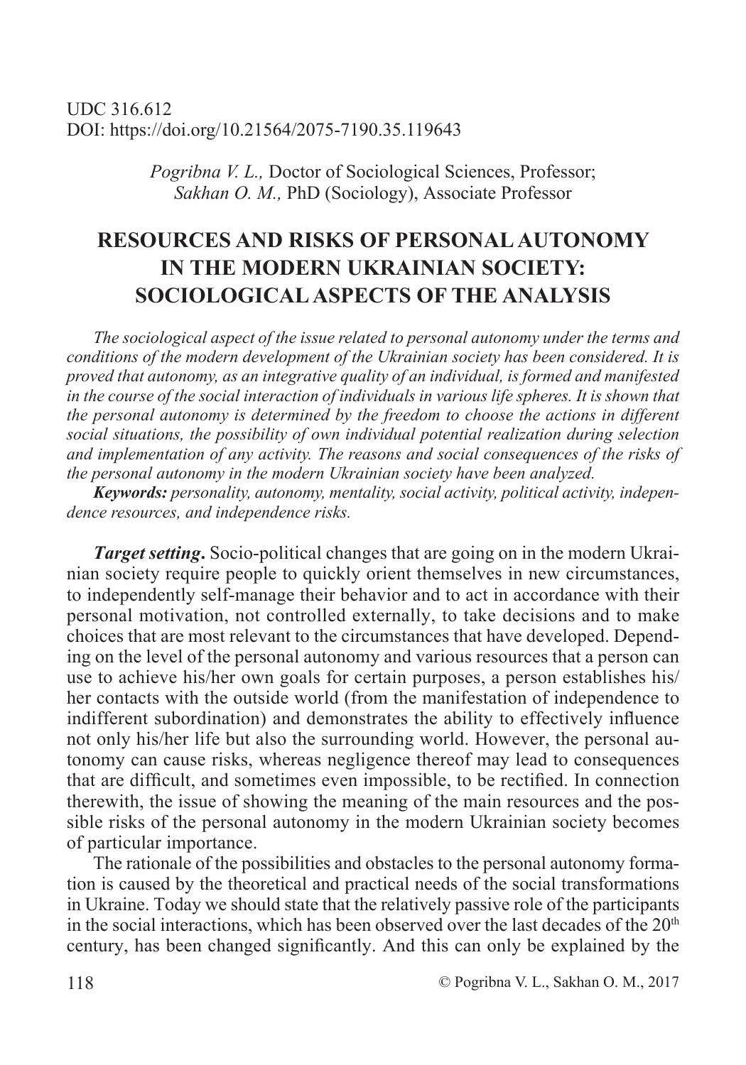UDC 316.612
DOI: https://doi.org/10.21564/2075-7190.35.119643

*Pogribna V. L.,* Doctor of Sociological Sciences, Professor;
*Sakhan O. M.,* PhD (Sociology), Associate Professor

# RESOURCES AND RISKS OF PERSONAL AUTONOMY IN THE MODERN UKRAINIAN SOCIETY: SOCIOLOGICAL ASPECTS OF THE ANALYSIS

*The sociological aspect of the issue related to personal autonomy under the terms and conditions of the modern development of the Ukrainian society has been considered. It is proved that autonomy, as an integrative quality of an individual, is formed and manifested in the course of the social interaction of individuals in various life spheres. It is shown that the personal autonomy is determined by the freedom to choose the actions in different social situations, the possibility of own individual potential realization during selection and implementation of any activity. The reasons and social consequences of the risks of the personal autonomy in the modern Ukrainian society have been analyzed.*

***Keywords:*** *personality, autonomy, mentality, social activity, political activity, independence resources, and independence risks.*

***Target setting*.** Socio-political changes that are going on in the modern Ukrainian society require people to quickly orient themselves in new circumstances, to independently self-manage their behavior and to act in accordance with their personal motivation, not controlled externally, to take decisions and to make choices that are most relevant to the circumstances that have developed. Depending on the level of the personal autonomy and various resources that a person can use to achieve his/her own goals for certain purposes, a person establishes his/her contacts with the outside world (from the manifestation of independence to indifferent subordination) and demonstrates the ability to effectively influence not only his/her life but also the surrounding world. However, the personal autonomy can cause risks, whereas negligence thereof may lead to consequences that are difficult, and sometimes even impossible, to be rectified. In connection therewith, the issue of showing the meaning of the main resources and the possible risks of the personal autonomy in the modern Ukrainian society becomes of particular importance.

The rationale of the possibilities and obstacles to the personal autonomy formation is caused by the theoretical and practical needs of the social transformations in Ukraine. Today we should state that the relatively passive role of the participants in the social interactions, which has been observed over the last decades of the 20th century, has been changed significantly. And this can only be explained by the

© Pogribna V. L., Sakhan O. M., 2017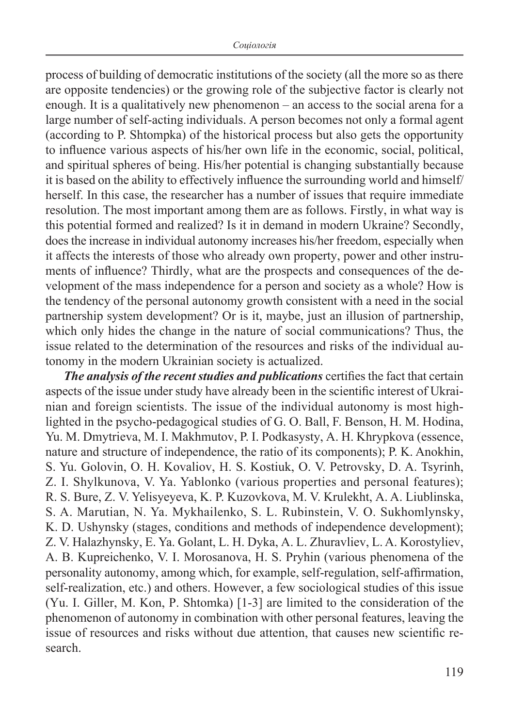process of building of democratic institutions of the society (all the more so as there are opposite tendencies) or the growing role of the subjective factor is clearly not enough. It is a qualitatively new phenomenon – an access to the social arena for a large number of self-acting individuals. A person becomes not only a formal agent (according to P. Shtompka) of the historical process but also gets the opportunity to influence various aspects of his/her own life in the economic, social, political, and spiritual spheres of being. His/her potential is changing substantially because it is based on the ability to effectively influence the surrounding world and himself/herself. In this case, the researcher has a number of issues that require immediate resolution. The most important among them are as follows. Firstly, in what way is this potential formed and realized? Is it in demand in modern Ukraine? Secondly, does the increase in individual autonomy increases his/her freedom, especially when it affects the interests of those who already own property, power and other instruments of influence? Thirdly, what are the prospects and consequences of the development of the mass independence for a person and society as a whole? How is the tendency of the personal autonomy growth consistent with a need in the social partnership system development? Or is it, maybe, just an illusion of partnership, which only hides the change in the nature of social communications? Thus, the issue related to the determination of the resources and risks of the individual autonomy in the modern Ukrainian society is actualized.

***The analysis of the recent studies and publications*** certifies the fact that certain aspects of the issue under study have already been in the scientific interest of Ukrainian and foreign scientists. The issue of the individual autonomy is most highlighted in the psycho-pedagogical studies of G. O. Ball, F. Benson, H. M. Hodina, Yu. M. Dmytrieva, M. I. Makhmutov, P. I. Podkasysty, A. H. Khrypkova (essence, nature and structure of independence, the ratio of its components); P. K. Anokhin, S. Yu. Golovin, O. H. Kovaliov, H. S. Kostiuk, O. V. Petrovsky, D. A. Tsyrinh, Z. I. Shylkunova, V. Ya. Yablonko (various properties and personal features); R. S. Bure, Z. V. Yelisyeyeva, K. P. Kuzovkova, M. V. Krulekht, A. A. Liublinska, S. A. Marutian, N. Ya. Mykhailenko, S. L. Rubinstein, V. O. Sukhomlynsky, K. D. Ushynsky (stages, conditions and methods of independence development); Z. V. Halazhynsky, E. Ya. Golant, L. H. Dyka, A. L. Zhuravliev, L. A. Korostyliev, A. B. Kupreichenko, V. I. Morosanova, H. S. Pryhin (various phenomena of the personality autonomy, among which, for example, self-regulation, self-affirmation, self-realization, etc.) and others. However, a few sociological studies of this issue (Yu. I. Giller, M. Kon, P. Shtomka) [1-3] are limited to the consideration of the phenomenon of autonomy in combination with other personal features, leaving the issue of resources and risks without due attention, that causes new scientific research.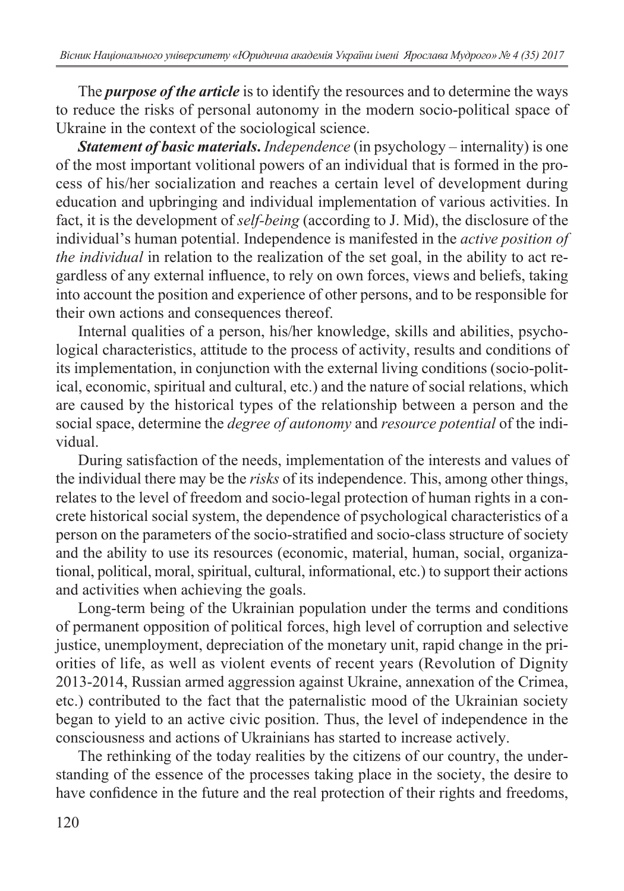The ***purpose of the article*** is to identify the resources and to determine the ways to reduce the risks of personal autonomy in the modern socio-political space of Ukraine in the context of the sociological science.

***Statement of basic materials.*** *Independence* (in psychology – internality) is one of the most important volitional powers of an individual that is formed in the process of his/her socialization and reaches a certain level of development during education and upbringing and individual implementation of various activities. In fact, it is the development of *self-being* (according to J. Mid), the disclosure of the individual's human potential. Independence is manifested in the *active position of the individual* in relation to the realization of the set goal, in the ability to act regardless of any external influence, to rely on own forces, views and beliefs, taking into account the position and experience of other persons, and to be responsible for their own actions and consequences thereof.

Internal qualities of a person, his/her knowledge, skills and abilities, psychological characteristics, attitude to the process of activity, results and conditions of its implementation, in conjunction with the external living conditions (socio-political, economic, spiritual and cultural, etc.) and the nature of social relations, which are caused by the historical types of the relationship between a person and the social space, determine the *degree of autonomy* and *resource potential* of the individual.

During satisfaction of the needs, implementation of the interests and values of the individual there may be the *risks* of its independence. This, among other things, relates to the level of freedom and socio-legal protection of human rights in a concrete historical social system, the dependence of psychological characteristics of a person on the parameters of the socio-stratified and socio-class structure of society and the ability to use its resources (economic, material, human, social, organizational, political, moral, spiritual, cultural, informational, etc.) to support their actions and activities when achieving the goals.

Long-term being of the Ukrainian population under the terms and conditions of permanent opposition of political forces, high level of corruption and selective justice, unemployment, depreciation of the monetary unit, rapid change in the priorities of life, as well as violent events of recent years (Revolution of Dignity 2013-2014, Russian armed aggression against Ukraine, annexation of the Crimea, etc.) contributed to the fact that the paternalistic mood of the Ukrainian society began to yield to an active civic position. Thus, the level of independence in the consciousness and actions of Ukrainians has started to increase actively.

The rethinking of the today realities by the citizens of our country, the understanding of the essence of the processes taking place in the society, the desire to have confidence in the future and the real protection of their rights and freedoms,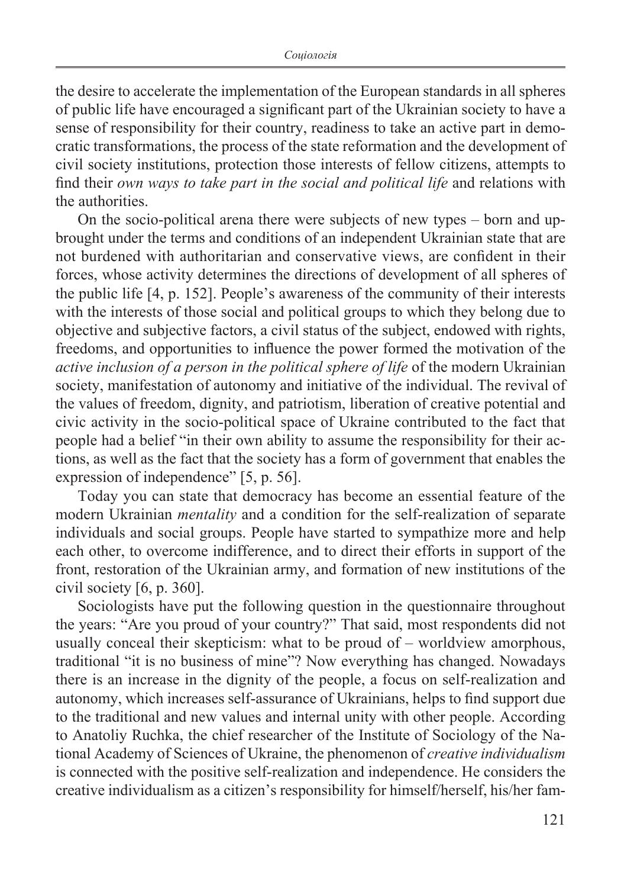the desire to accelerate the implementation of the European standards in all spheres of public life have encouraged a significant part of the Ukrainian society to have a sense of responsibility for their country, readiness to take an active part in democratic transformations, the process of the state reformation and the development of civil society institutions, protection those interests of fellow citizens, attempts to find their *own ways to take part in the social and political life* and relations with the authorities.

On the socio-political arena there were subjects of new types – born and upbrought under the terms and conditions of an independent Ukrainian state that are not burdened with authoritarian and conservative views, are confident in their forces, whose activity determines the directions of development of all spheres of the public life [4, p. 152]. People's awareness of the community of their interests with the interests of those social and political groups to which they belong due to objective and subjective factors, a civil status of the subject, endowed with rights, freedoms, and opportunities to influence the power formed the motivation of the *active inclusion of a person in the political sphere of life* of the modern Ukrainian society, manifestation of autonomy and initiative of the individual. The revival of the values of freedom, dignity, and patriotism, liberation of creative potential and civic activity in the socio-political space of Ukraine contributed to the fact that people had a belief "in their own ability to assume the responsibility for their actions, as well as the fact that the society has a form of government that enables the expression of independence" [5, p. 56].

Today you can state that democracy has become an essential feature of the modern Ukrainian *mentality* and a condition for the self-realization of separate individuals and social groups. People have started to sympathize more and help each other, to overcome indifference, and to direct their efforts in support of the front, restoration of the Ukrainian army, and formation of new institutions of the civil society [6, p. 360].

Sociologists have put the following question in the questionnaire throughout the years: "Are you proud of your country?" That said, most respondents did not usually conceal their skepticism: what to be proud of – worldview amorphous, traditional "it is no business of mine"? Now everything has changed. Nowadays there is an increase in the dignity of the people, a focus on self-realization and autonomy, which increases self-assurance of Ukrainians, helps to find support due to the traditional and new values and internal unity with other people. According to Anatoliy Ruchka, the chief researcher of the Institute of Sociology of the National Academy of Sciences of Ukraine, the phenomenon of *creative individualism* is connected with the positive self-realization and independence. He considers the creative individualism as a citizen's responsibility for himself/herself, his/her fam-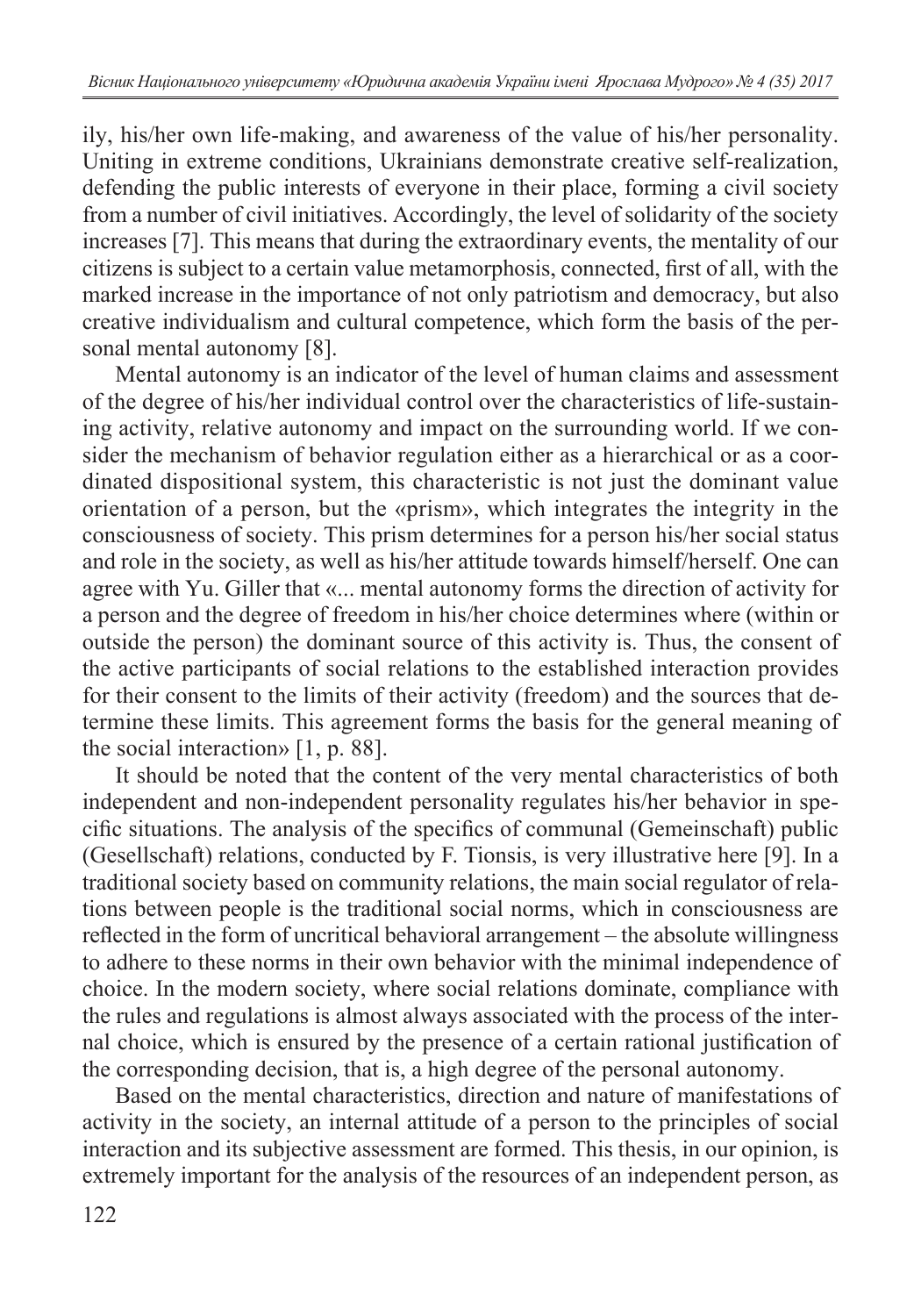ily, his/her own life-making, and awareness of the value of his/her personality. Uniting in extreme conditions, Ukrainians demonstrate creative self-realization, defending the public interests of everyone in their place, forming a civil society from a number of civil initiatives. Accordingly, the level of solidarity of the society increases [7]. This means that during the extraordinary events, the mentality of our citizens is subject to a certain value metamorphosis, connected, first of all, with the marked increase in the importance of not only patriotism and democracy, but also creative individualism and cultural competence, which form the basis of the personal mental autonomy [8].

Mental autonomy is an indicator of the level of human claims and assessment of the degree of his/her individual control over the characteristics of life-sustaining activity, relative autonomy and impact on the surrounding world. If we consider the mechanism of behavior regulation either as a hierarchical or as a coordinated dispositional system, this characteristic is not just the dominant value orientation of a person, but the «prism», which integrates the integrity in the consciousness of society. This prism determines for a person his/her social status and role in the society, as well as his/her attitude towards himself/herself. One can agree with Yu. Giller that «... mental autonomy forms the direction of activity for a person and the degree of freedom in his/her choice determines where (within or outside the person) the dominant source of this activity is. Thus, the consent of the active participants of social relations to the established interaction provides for their consent to the limits of their activity (freedom) and the sources that determine these limits. This agreement forms the basis for the general meaning of the social interaction» [1, p. 88].

It should be noted that the content of the very mental characteristics of both independent and non-independent personality regulates his/her behavior in specific situations. The analysis of the specifics of communal (Gemeinschaft) public (Gesellschaft) relations, conducted by F. Tionsis, is very illustrative here [9]. In a traditional society based on community relations, the main social regulator of relations between people is the traditional social norms, which in consciousness are reflected in the form of uncritical behavioral arrangement – the absolute willingness to adhere to these norms in their own behavior with the minimal independence of choice. In the modern society, where social relations dominate, compliance with the rules and regulations is almost always associated with the process of the internal choice, which is ensured by the presence of a certain rational justification of the corresponding decision, that is, a high degree of the personal autonomy.

Based on the mental characteristics, direction and nature of manifestations of activity in the society, an internal attitude of a person to the principles of social interaction and its subjective assessment are formed. This thesis, in our opinion, is extremely important for the analysis of the resources of an independent person, as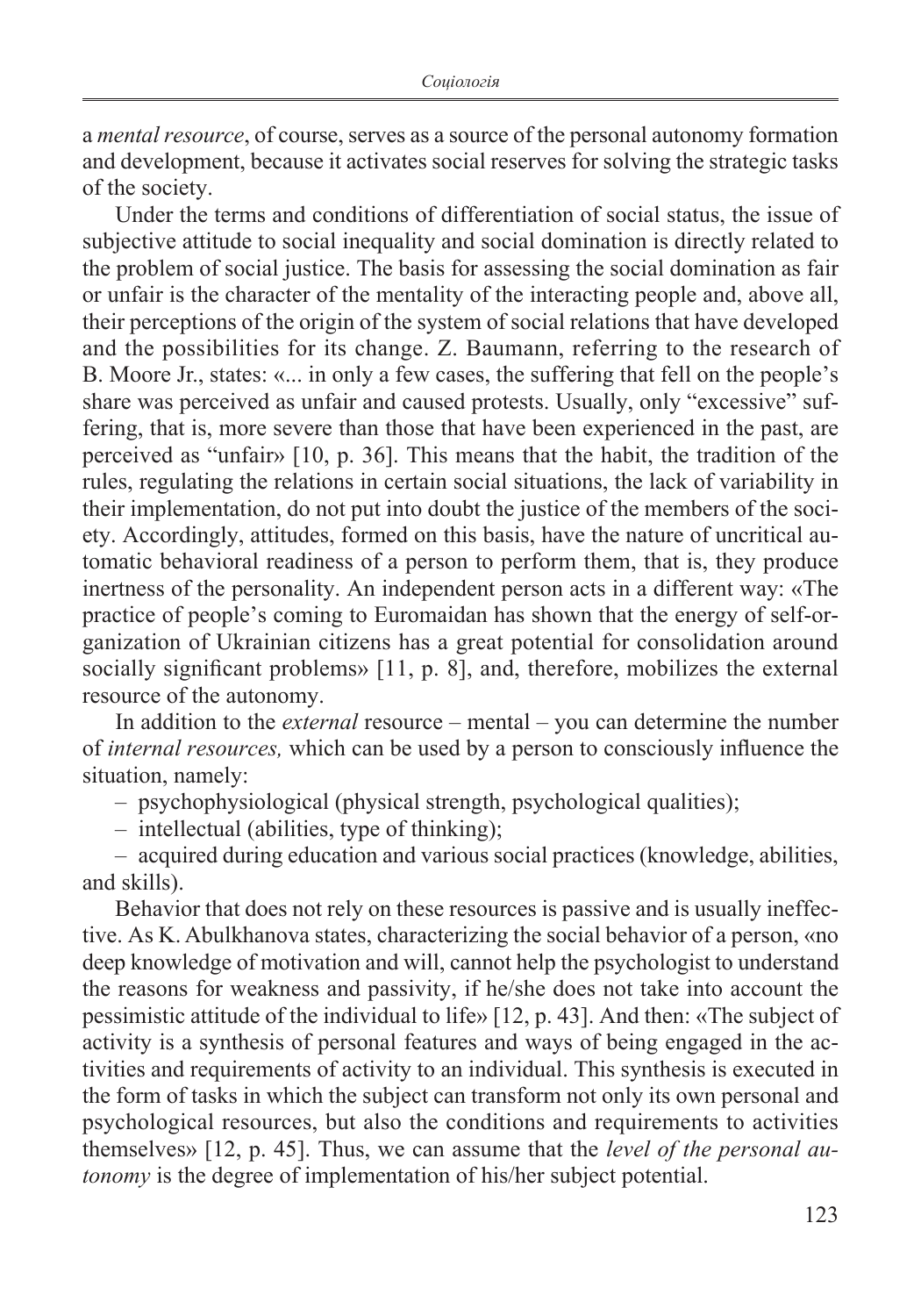a *mental resource*, of course, serves as a source of the personal autonomy formation and development, because it activates social reserves for solving the strategic tasks of the society.

Under the terms and conditions of differentiation of social status, the issue of subjective attitude to social inequality and social domination is directly related to the problem of social justice. The basis for assessing the social domination as fair or unfair is the character of the mentality of the interacting people and, above all, their perceptions of the origin of the system of social relations that have developed and the possibilities for its change. Z. Baumann, referring to the research of B. Moore Jr., states: «... in only a few cases, the suffering that fell on the people's share was perceived as unfair and caused protests. Usually, only "excessive" suffering, that is, more severe than those that have been experienced in the past, are perceived as "unfair» [10, p. 36]. This means that the habit, the tradition of the rules, regulating the relations in certain social situations, the lack of variability in their implementation, do not put into doubt the justice of the members of the society. Accordingly, attitudes, formed on this basis, have the nature of uncritical automatic behavioral readiness of a person to perform them, that is, they produce inertness of the personality. An independent person acts in a different way: «The practice of people's coming to Euromaidan has shown that the energy of self-organization of Ukrainian citizens has a great potential for consolidation around socially significant problems» [11, p. 8], and, therefore, mobilizes the external resource of the autonomy.

In addition to the *external* resource – mental – you can determine the number of *internal resources,* which can be used by a person to consciously influence the situation, namely:

– psychophysiological (physical strength, psychological qualities);

– intellectual (abilities, type of thinking);

– acquired during education and various social practices (knowledge, abilities, and skills).

Behavior that does not rely on these resources is passive and is usually ineffective. As K. Abulkhanova states, characterizing the social behavior of a person, «no deep knowledge of motivation and will, cannot help the psychologist to understand the reasons for weakness and passivity, if he/she does not take into account the pessimistic attitude of the individual to life» [12, p. 43]. And then: «The subject of activity is a synthesis of personal features and ways of being engaged in the activities and requirements of activity to an individual. This synthesis is executed in the form of tasks in which the subject can transform not only its own personal and psychological resources, but also the conditions and requirements to activities themselves» [12, p. 45]. Thus, we can assume that the *level of the personal autonomy* is the degree of implementation of his/her subject potential.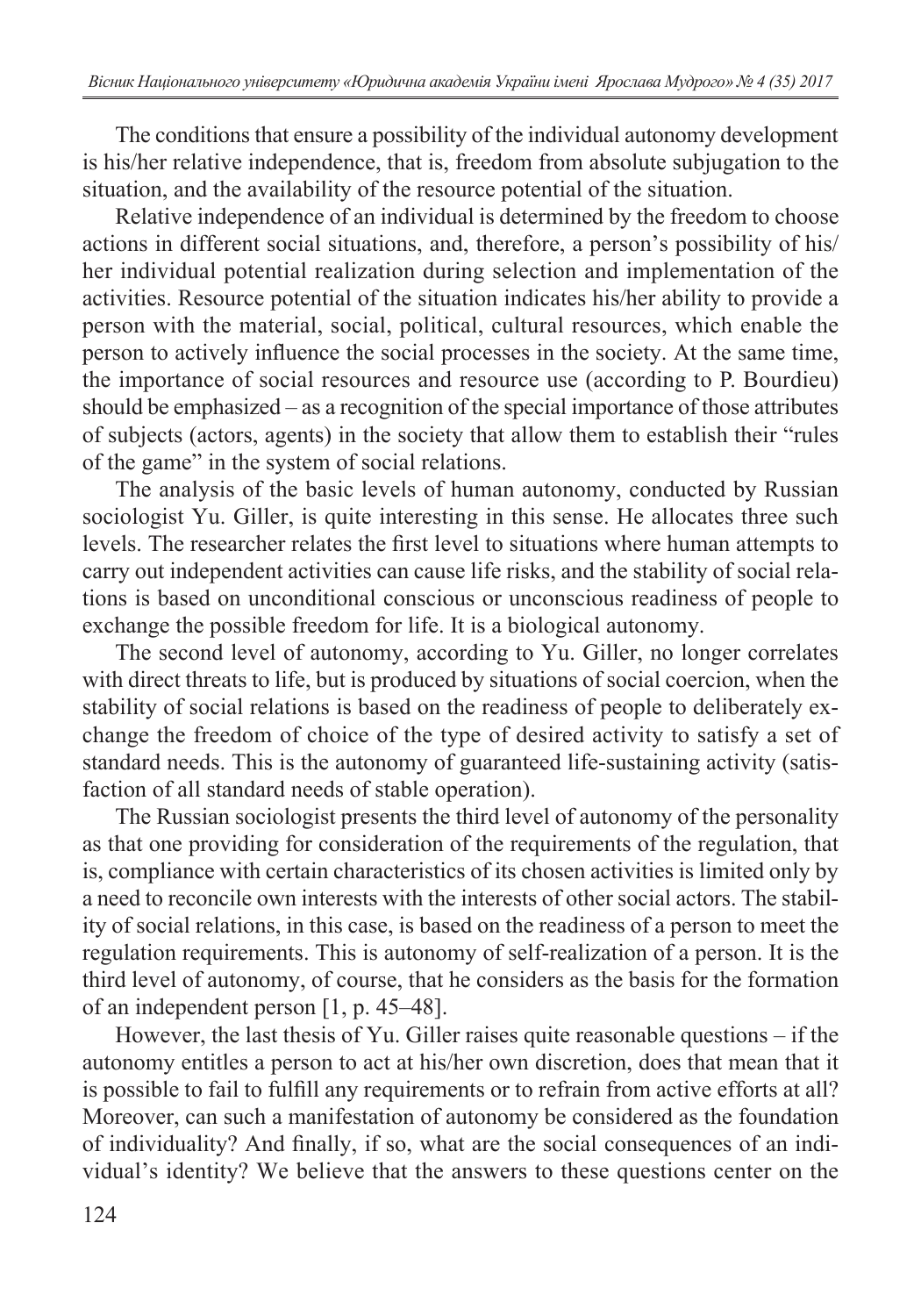The conditions that ensure a possibility of the individual autonomy development is his/her relative independence, that is, freedom from absolute subjugation to the situation, and the availability of the resource potential of the situation.

Relative independence of an individual is determined by the freedom to choose actions in different social situations, and, therefore, a person's possibility of his/her individual potential realization during selection and implementation of the activities. Resource potential of the situation indicates his/her ability to provide a person with the material, social, political, cultural resources, which enable the person to actively influence the social processes in the society. At the same time, the importance of social resources and resource use (according to P. Bourdieu) should be emphasized – as a recognition of the special importance of those attributes of subjects (actors, agents) in the society that allow them to establish their "rules of the game" in the system of social relations.

The analysis of the basic levels of human autonomy, conducted by Russian sociologist Yu. Giller, is quite interesting in this sense. He allocates three such levels. The researcher relates the first level to situations where human attempts to carry out independent activities can cause life risks, and the stability of social relations is based on unconditional conscious or unconscious readiness of people to exchange the possible freedom for life. It is a biological autonomy.

The second level of autonomy, according to Yu. Giller, no longer correlates with direct threats to life, but is produced by situations of social coercion, when the stability of social relations is based on the readiness of people to deliberately exchange the freedom of choice of the type of desired activity to satisfy a set of standard needs. This is the autonomy of guaranteed life-sustaining activity (satisfaction of all standard needs of stable operation).

The Russian sociologist presents the third level of autonomy of the personality as that one providing for consideration of the requirements of the regulation, that is, compliance with certain characteristics of its chosen activities is limited only by a need to reconcile own interests with the interests of other social actors. The stability of social relations, in this case, is based on the readiness of a person to meet the regulation requirements. This is autonomy of self-realization of a person. It is the third level of autonomy, of course, that he considers as the basis for the formation of an independent person [1, p. 45–48].

However, the last thesis of Yu. Giller raises quite reasonable questions – if the autonomy entitles a person to act at his/her own discretion, does that mean that it is possible to fail to fulfill any requirements or to refrain from active efforts at all? Moreover, can such a manifestation of autonomy be considered as the foundation of individuality? And finally, if so, what are the social consequences of an individual's identity? We believe that the answers to these questions center on the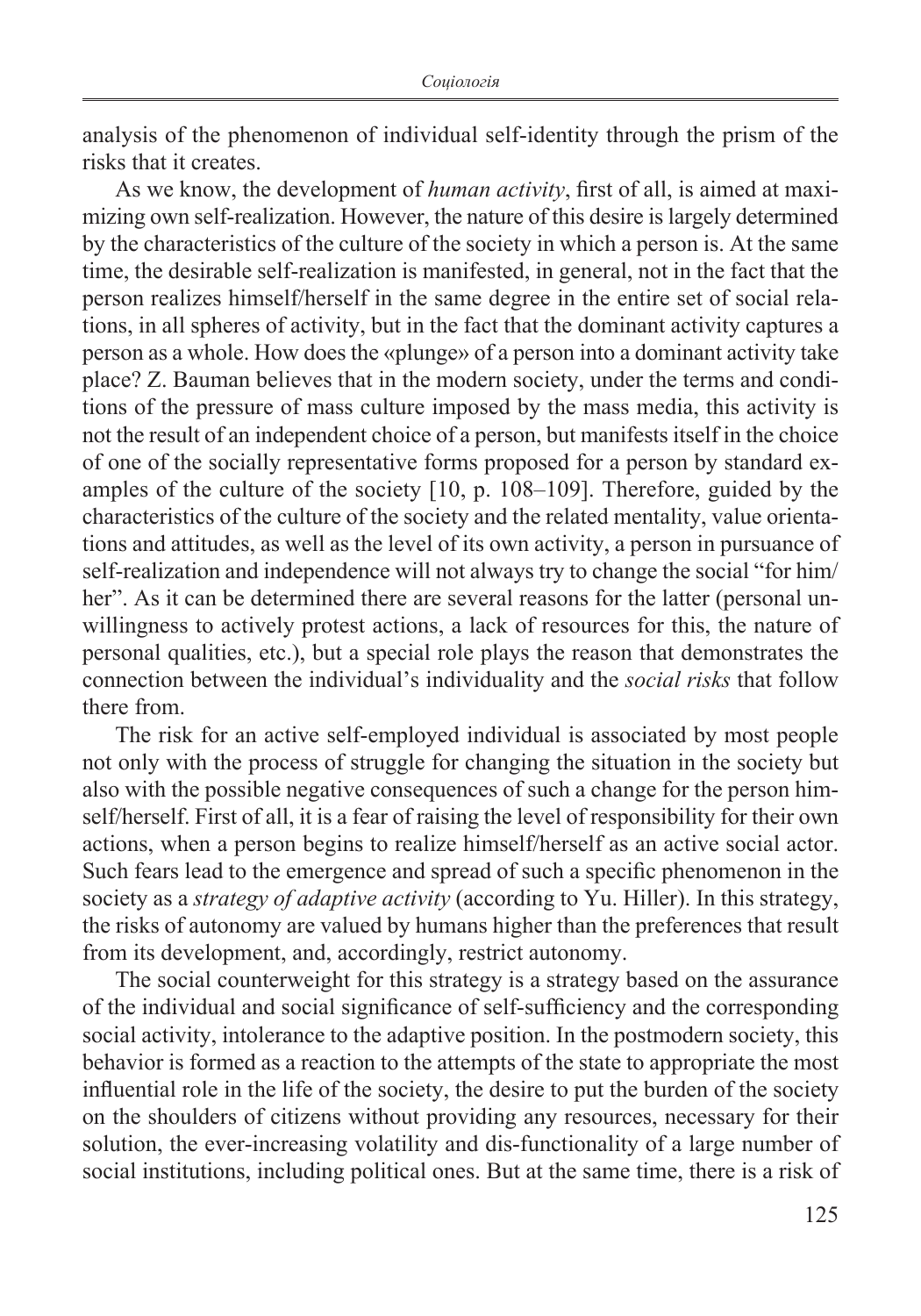analysis of the phenomenon of individual self-identity through the prism of the risks that it creates.

As we know, the development of *human activity*, first of all, is aimed at maximizing own self-realization. However, the nature of this desire is largely determined by the characteristics of the culture of the society in which a person is. At the same time, the desirable self-realization is manifested, in general, not in the fact that the person realizes himself/herself in the same degree in the entire set of social relations, in all spheres of activity, but in the fact that the dominant activity captures a person as a whole. How does the «plunge» of a person into a dominant activity take place? Z. Bauman believes that in the modern society, under the terms and conditions of the pressure of mass culture imposed by the mass media, this activity is not the result of an independent choice of a person, but manifests itself in the choice of one of the socially representative forms proposed for a person by standard examples of the culture of the society [10, p. 108–109]. Therefore, guided by the characteristics of the culture of the society and the related mentality, value orientations and attitudes, as well as the level of its own activity, a person in pursuance of self-realization and independence will not always try to change the social "for him/her". As it can be determined there are several reasons for the latter (personal unwillingness to actively protest actions, a lack of resources for this, the nature of personal qualities, etc.), but a special role plays the reason that demonstrates the connection between the individual's individuality and the *social risks* that follow there from.

The risk for an active self-employed individual is associated by most people not only with the process of struggle for changing the situation in the society but also with the possible negative consequences of such a change for the person himself/herself. First of all, it is a fear of raising the level of responsibility for their own actions, when a person begins to realize himself/herself as an active social actor. Such fears lead to the emergence and spread of such a specific phenomenon in the society as a *strategy of adaptive activity* (according to Yu. Hiller). In this strategy, the risks of autonomy are valued by humans higher than the preferences that result from its development, and, accordingly, restrict autonomy.

The social counterweight for this strategy is a strategy based on the assurance of the individual and social significance of self-sufficiency and the corresponding social activity, intolerance to the adaptive position. In the postmodern society, this behavior is formed as a reaction to the attempts of the state to appropriate the most influential role in the life of the society, the desire to put the burden of the society on the shoulders of citizens without providing any resources, necessary for their solution, the ever-increasing volatility and dis-functionality of a large number of social institutions, including political ones. But at the same time, there is a risk of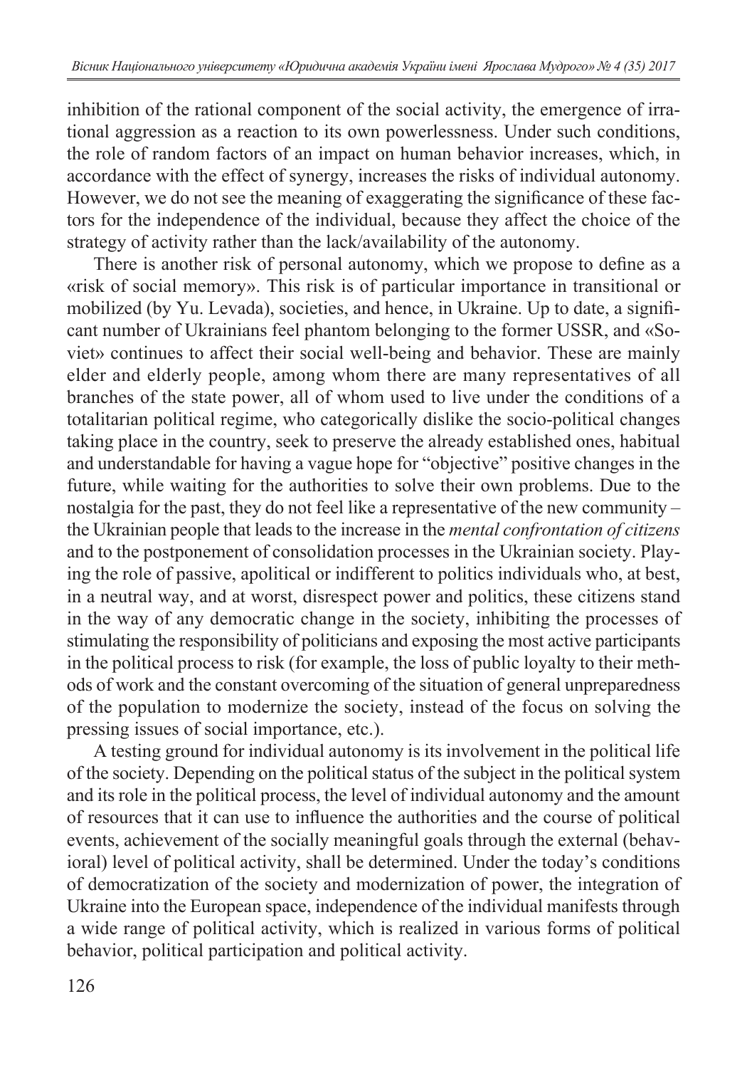inhibition of the rational component of the social activity, the emergence of irrational aggression as a reaction to its own powerlessness. Under such conditions, the role of random factors of an impact on human behavior increases, which, in accordance with the effect of synergy, increases the risks of individual autonomy. However, we do not see the meaning of exaggerating the significance of these factors for the independence of the individual, because they affect the choice of the strategy of activity rather than the lack/availability of the autonomy.

There is another risk of personal autonomy, which we propose to define as a «risk of social memory». This risk is of particular importance in transitional or mobilized (by Yu. Levada), societies, and hence, in Ukraine. Up to date, a significant number of Ukrainians feel phantom belonging to the former USSR, and «Soviet» continues to affect their social well-being and behavior. These are mainly elder and elderly people, among whom there are many representatives of all branches of the state power, all of whom used to live under the conditions of a totalitarian political regime, who categorically dislike the socio-political changes taking place in the country, seek to preserve the already established ones, habitual and understandable for having a vague hope for "objective" positive changes in the future, while waiting for the authorities to solve their own problems. Due to the nostalgia for the past, they do not feel like a representative of the new community – the Ukrainian people that leads to the increase in the *mental confrontation of citizens* and to the postponement of consolidation processes in the Ukrainian society. Playing the role of passive, apolitical or indifferent to politics individuals who, at best, in a neutral way, and at worst, disrespect power and politics, these citizens stand in the way of any democratic change in the society, inhibiting the processes of stimulating the responsibility of politicians and exposing the most active participants in the political process to risk (for example, the loss of public loyalty to their methods of work and the constant overcoming of the situation of general unpreparedness of the population to modernize the society, instead of the focus on solving the pressing issues of social importance, etc.).

A testing ground for individual autonomy is its involvement in the political life of the society. Depending on the political status of the subject in the political system and its role in the political process, the level of individual autonomy and the amount of resources that it can use to influence the authorities and the course of political events, achievement of the socially meaningful goals through the external (behavioral) level of political activity, shall be determined. Under the today's conditions of democratization of the society and modernization of power, the integration of Ukraine into the European space, independence of the individual manifests through a wide range of political activity, which is realized in various forms of political behavior, political participation and political activity.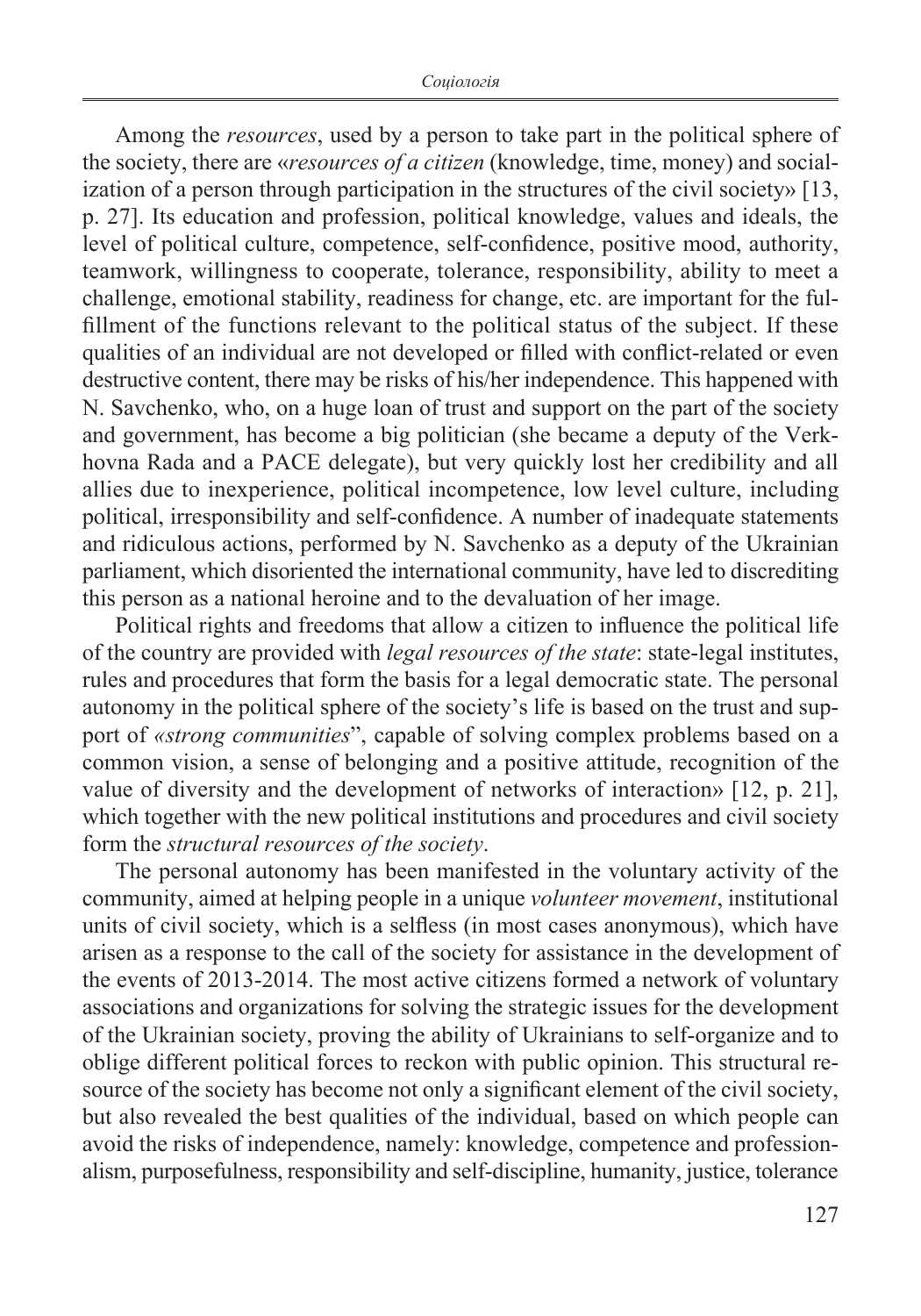Among the *resources*, used by a person to take part in the political sphere of the society, there are «*resources of a citizen* (knowledge, time, money) and socialization of a person through participation in the structures of the civil society» [13, p. 27]. Its education and profession, political knowledge, values and ideals, the level of political culture, competence, self-confidence, positive mood, authority, teamwork, willingness to cooperate, tolerance, responsibility, ability to meet a challenge, emotional stability, readiness for change, etc. are important for the fulfillment of the functions relevant to the political status of the subject. If these qualities of an individual are not developed or filled with conflict-related or even destructive content, there may be risks of his/her independence. This happened with N. Savchenko, who, on a huge loan of trust and support on the part of the society and government, has become a big politician (she became a deputy of the Verkhovna Rada and a PACE delegate), but very quickly lost her credibility and all allies due to inexperience, political incompetence, low level culture, including political, irresponsibility and self-confidence. A number of inadequate statements and ridiculous actions, performed by N. Savchenko as a deputy of the Ukrainian parliament, which disoriented the international community, have led to discrediting this person as a national heroine and to the devaluation of her image.

Political rights and freedoms that allow a citizen to influence the political life of the country are provided with *legal resources of the state*: state-legal institutes, rules and procedures that form the basis for a legal democratic state. The personal autonomy in the political sphere of the society's life is based on the trust and support of *«strong communities*", capable of solving complex problems based on a common vision, a sense of belonging and a positive attitude, recognition of the value of diversity and the development of networks of interaction» [12, p. 21], which together with the new political institutions and procedures and civil society form the *structural resources of the society*.

The personal autonomy has been manifested in the voluntary activity of the community, aimed at helping people in a unique *volunteer movement*, institutional units of civil society, which is a selfless (in most cases anonymous), which have arisen as a response to the call of the society for assistance in the development of the events of 2013-2014. The most active citizens formed a network of voluntary associations and organizations for solving the strategic issues for the development of the Ukrainian society, proving the ability of Ukrainians to self-organize and to oblige different political forces to reckon with public opinion. This structural resource of the society has become not only a significant element of the civil society, but also revealed the best qualities of the individual, based on which people can avoid the risks of independence, namely: knowledge, competence and professionalism, purposefulness, responsibility and self-discipline, humanity, justice, tolerance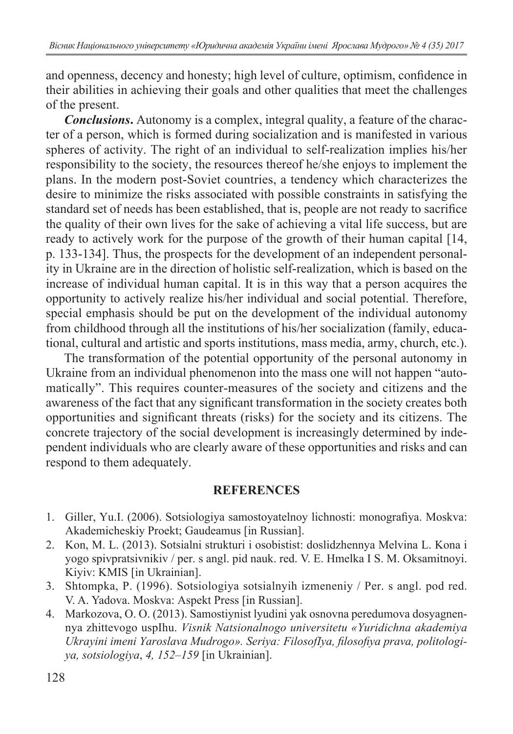and openness, decency and honesty; high level of culture, optimism, confidence in their abilities in achieving their goals and other qualities that meet the challenges of the present.

***Conclusions.*** Autonomy is a complex, integral quality, a feature of the character of a person, which is formed during socialization and is manifested in various spheres of activity. The right of an individual to self-realization implies his/her responsibility to the society, the resources thereof he/she enjoys to implement the plans. In the modern post-Soviet countries, a tendency which characterizes the desire to minimize the risks associated with possible constraints in satisfying the standard set of needs has been established, that is, people are not ready to sacrifice the quality of their own lives for the sake of achieving a vital life success, but are ready to actively work for the purpose of the growth of their human capital [14, p. 133-134]. Thus, the prospects for the development of an independent personality in Ukraine are in the direction of holistic self-realization, which is based on the increase of individual human capital. It is in this way that a person acquires the opportunity to actively realize his/her individual and social potential. Therefore, special emphasis should be put on the development of the individual autonomy from childhood through all the institutions of his/her socialization (family, educational, cultural and artistic and sports institutions, mass media, army, church, etc.).

The transformation of the potential opportunity of the personal autonomy in Ukraine from an individual phenomenon into the mass one will not happen "automatically". This requires counter-measures of the society and citizens and the awareness of the fact that any significant transformation in the society creates both opportunities and significant threats (risks) for the society and its citizens. The concrete trajectory of the social development is increasingly determined by independent individuals who are clearly aware of these opportunities and risks and can respond to them adequately.

## REFERENCES

1. Giller, Yu.I. (2006). Sotsiologiya samostoyatelnoy lichnosti: monografiya. Moskva: Akademicheskiy Proekt; Gaudeamus [in Russian].
2. Kon, M. L. (2013). Sotsialni strukturi i osobistist: doslidzhennya Melvina L. Kona i yogo spivpratsivnikiv / per. s angl. pid nauk. red. V. E. Hmelka I S. M. Oksamitnoyi. Kiyiv: KMIS [in Ukrainian].
3. Shtompka, P. (1996). Sotsiologiya sotsialnyih izmeneniy / Per. s angl. pod red. V. A. Yadova. Moskva: Aspekt Press [in Russian].
4. Markozova, O. O. (2013). Samostiynist lyudini yak osnovna peredumova dosyagnennya zhittevogo uspIhu. *Visnik Natsionalnogo universitetu «Yuridichna akademiya Ukrayini imeni Yaroslava Mudrogo». Seriya: FilosofIya, filosofiya prava, politologiya, sotsiologiya*, *4, 152–159* [in Ukrainian].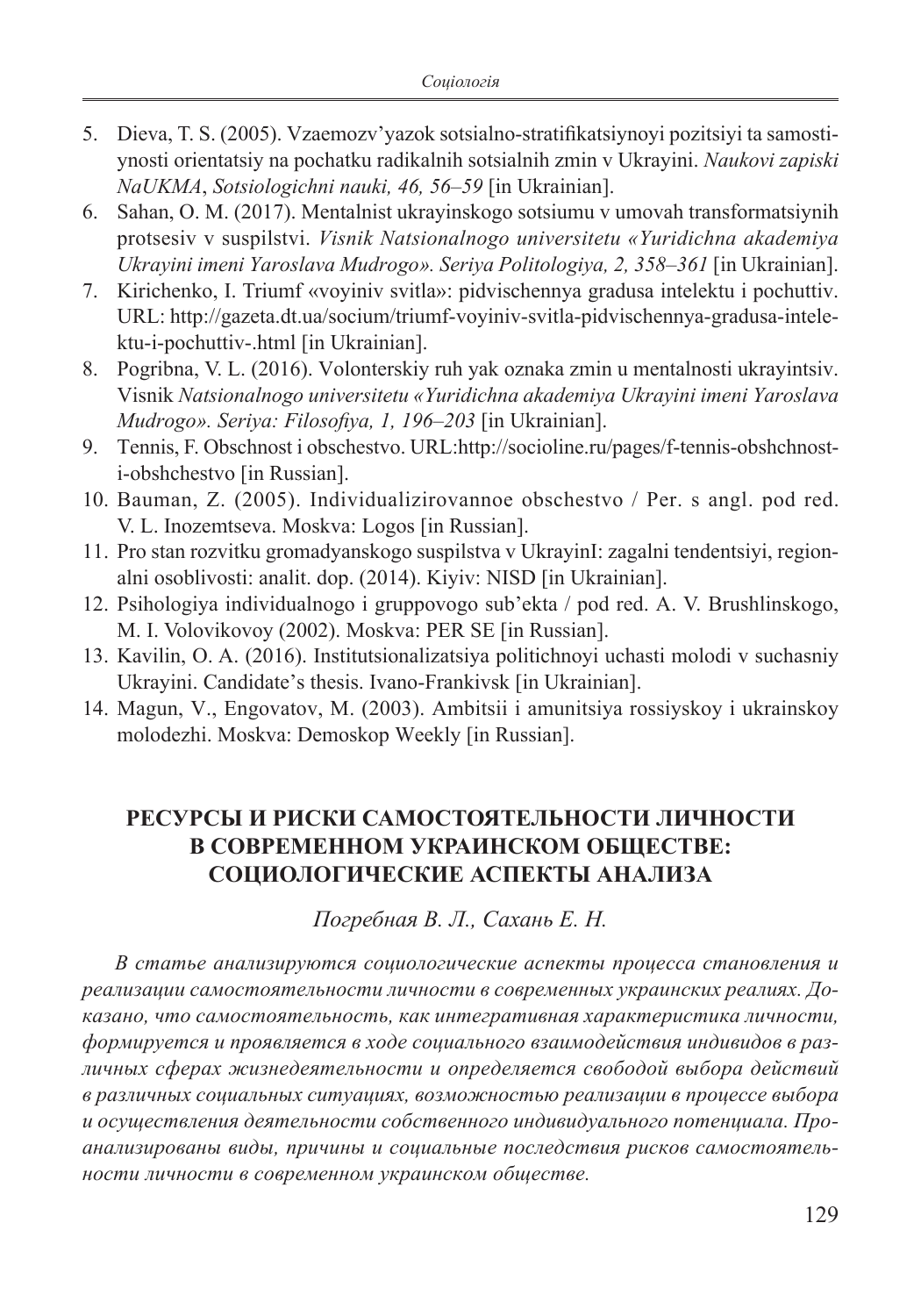5. Dieva, T. S. (2005). Vzaemozv'yazok sotsialno-stratifikatsiynoyi pozitsiyi ta samostiynosti orientatsiy na pochatku radikalnih sotsialnih zmin v Ukrayini. *Naukovi zapiski NaUKMA*, *Sotsiologichni nauki, 46, 56–59* [in Ukrainian].
6. Sahan, O. M. (2017). Mentalnist ukrayinskogo sotsiumu v umovah transformatsiynih protsesiv v suspilstvi. *Visnik Natsionalnogo universitetu «Yuridichna akademiya Ukrayini imeni Yaroslava Mudrogo». Seriya Politologiya, 2, 358–361* [in Ukrainian].
7. Kirichenko, I. Triumf «voyiniv svitla»: pidvischennya gradusa intelektu i pochuttiv. URL: http://gazeta.dt.ua/socium/triumf-voyiniv-svitla-pidvischennya-gradusa-intelektu-i-pochuttiv-.html [in Ukrainian].
8. Pogribna, V. L. (2016). Volonterskiy ruh yak oznaka zmin u mentalnosti ukrayintsiv. Visnik *Natsionalnogo universitetu «Yuridichna akademiya Ukrayini imeni Yaroslava Mudrogo». Seriya: Filosofiya, 1, 196–203* [in Ukrainian].
9. Tennis, F. Obschnost i obschestvo. URL:http://socioline.ru/pages/f-tennis-obshchnost-i-obshchestvo [in Russian].
10. Bauman, Z. (2005). Individualizirovannoe obschestvo / Per. s angl. pod red. V. L. Inozemtseva. Moskva: Logos [in Russian].
11. Pro stan rozvitku gromadyanskogo suspilstva v UkrayinI: zagalni tendentsiyi, regionalni osoblivosti: analit. dop. (2014). Kiyiv: NISD [in Ukrainian].
12. Psihologiya individualnogo i gruppovogo sub'ekta / pod red. A. V. Brushlinskogo, M. I. Volovikovoy (2002). Moskva: PER SE [in Russian].
13. Kavilin, O. A. (2016). Institutsionalizatsiya politichnoyi uchasti molodi v suchasniy Ukrayini. Candidate's thesis. Ivano-Frankivsk [in Ukrainian].
14. Magun, V., Engovatov, M. (2003). Ambitsii i amunitsiya rossiyskoy i ukrainskoy molodezhi. Moskva: Demoskop Weekly [in Russian].

## РЕСУРСЫ И РИСКИ САМОСТОЯТЕЛЬНОСТИ ЛИЧНОСТИ В СОВРЕМЕННОМ УКРАИНСКОМ ОБЩЕСТВЕ: СОЦИОЛОГИЧЕСКИЕ АСПЕКТЫ АНАЛИЗА

*Погребная В. Л., Сахань Е. Н.*

*В статье анализируются социологические аспекты процесса становления и реализации самостоятельности личности в современных украинских реалиях. Доказано, что самостоятельность, как интегративная характеристика личности, формируется и проявляется в ходе социального взаимодействия индивидов в различных сферах жизнедеятельности и определяется свободой выбора действий в различных социальных ситуациях, возможностью реализации в процессе выбора и осуществления деятельности собственного индивидуального потенциала. Проанализированы виды, причины и социальные последствия рисков самостоятельности личности в современном украинском обществе.*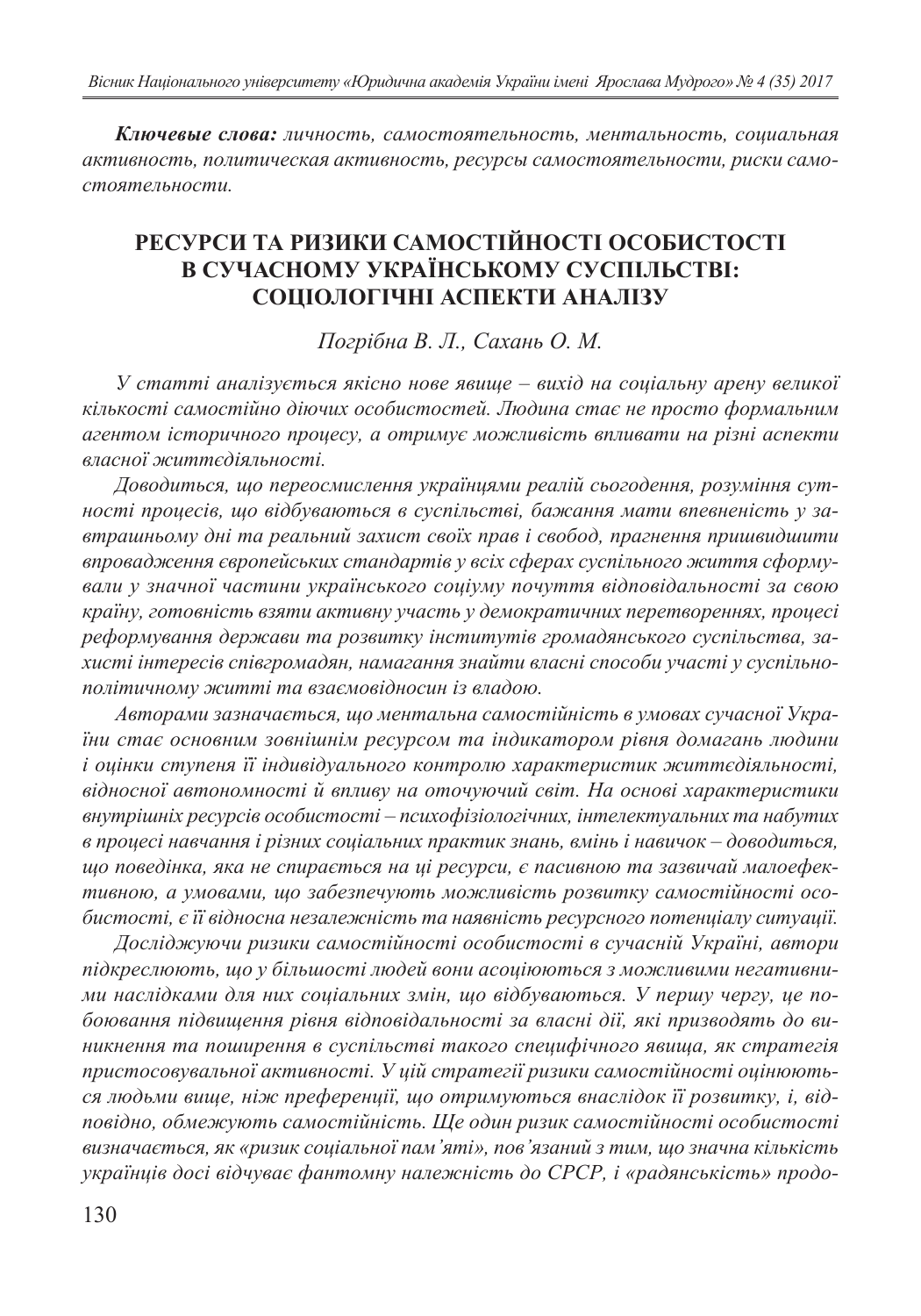***Ключевые слова:*** *личность, самостоятельность, ментальность, социальная активность, политическая активность, ресурсы самостоятельности, риски самостоятельности.*

## РЕСУРСИ ТА РИЗИКИ САМОСТІЙНОСТІ ОСОБИСТОСТІ В СУЧАСНОМУ УКРАЇНСЬКОМУ СУСПІЛЬСТВІ: СОЦІОЛОГІЧНІ АСПЕКТИ АНАЛІЗУ

*Погрібна В. Л., Сахань О. М.*

*У статті аналізується якісно нове явище – вихід на соціальну арену великої кількості самостійно діючих особистостей. Людина стає не просто формальним агентом історичного процесу, а отримує можливість впливати на різні аспекти власної життєдіяльності.*

*Доводиться, що переосмислення українцями реалій сьогодення, розуміння сутності процесів, що відбуваються в суспільстві, бажання мати впевненість у завтрашньому дні та реальний захист своїх прав і свобод, прагнення пришвидшити впровадження європейських стандартів у всіх сферах суспільного життя сформували у значної частини українського соціуму почуття відповідальності за свою країну, готовність взяти активну участь у демократичних перетвореннях, процесі реформування держави та розвитку інститутів громадянського суспільства, захисті інтересів співгромадян, намагання знайти власні способи участі у суспільно-політичному житті та взаємовідносин із владою.*

*Авторами зазначається, що ментальна самостійність в умовах сучасної України стає основним зовнішнім ресурсом та індикатором рівня домагань людини і оцінки ступеня її індивідуального контролю характеристик життєдіяльності, відносної автономності й впливу на оточуючий світ. На основі характеристики внутрішніх ресурсів особистості – психофізіологічних, інтелектуальних та набутих в процесі навчання і різних соціальних практик знань, вмінь і навичок – доводиться, що поведінка, яка не спирається на ці ресурси, є пасивною та зазвичай малоефективною, а умовами, що забезпечують можливість розвитку самостійності особистості, є її відносна незалежність та наявність ресурсного потенціалу ситуації.*

*Досліджуючи ризики самостійності особистості в сучасній Україні, автори підкреслюють, що у більшості людей вони асоціюються з можливими негативними наслідками для них соціальних змін, що відбуваються. У першу чергу, це побоювання підвищення рівня відповідальності за власні дії, які призводять до виникнення та поширення в суспільстві такого специфічного явища, як стратегія пристосовувальної активності. У цій стратегії ризики самостійності оцінюються людьми вище, ніж преференції, що отримуються внаслідок її розвитку, і, відповідно, обмежують самостійність. Ще один ризик самостійності особистості визначається, як «ризик соціальної пам'яті», пов'язаний з тим, що значна кількість українців досі відчуває фантомну належність до СРСР, і «радянськість» продо-*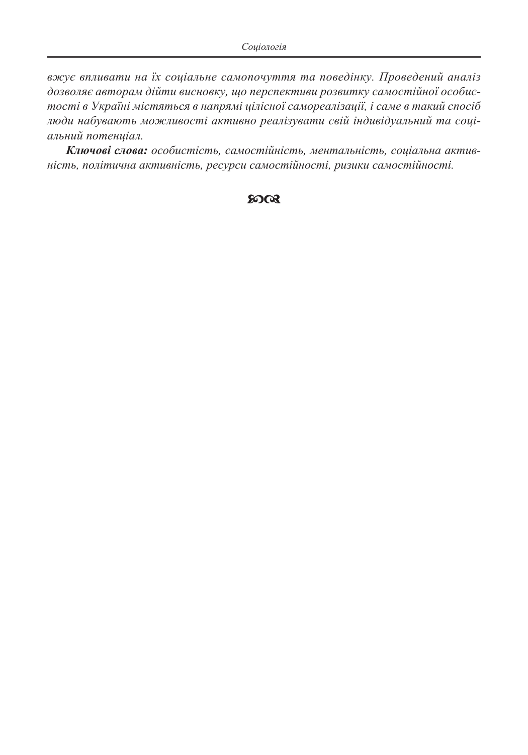*вжує впливати на їх соціальне самопочуття та поведінку. Проведений аналіз дозволяє авторам дійти висновку, що перспективи розвитку самостійної особистості в Україні містяться в напрямі цілісної самореалізації, і саме в такий спосіб люди набувають можливості активно реалізувати свій індивідуальний та соціальний потенціал.*

***Ключові слова:*** *особистість, самостійність, ментальність, соціальна активність, політична активність, ресурси самостійності, ризики самостійності.*